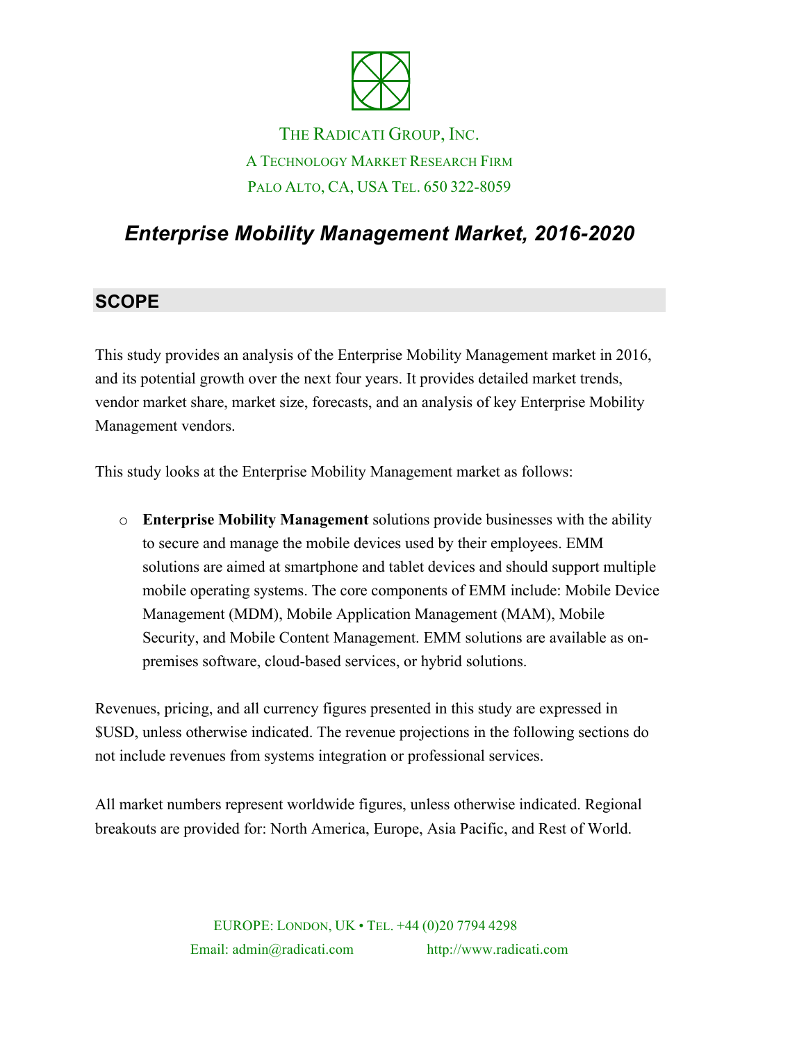THE RADICATI GROUP, INC.
A TECHNOLOGY MARKET RESEARCH FIRM
PALO ALTO, CA, USA TEL. 650 322-8059

# *Enterprise Mobility Management Market, 2016-2020*

## SCOPE

This study provides an analysis of the Enterprise Mobility Management market in 2016, and its potential growth over the next four years. It provides detailed market trends, vendor market share, market size, forecasts, and an analysis of key Enterprise Mobility Management vendors.

This study looks at the Enterprise Mobility Management market as follows:

- **Enterprise Mobility Management** solutions provide businesses with the ability to secure and manage the mobile devices used by their employees. EMM solutions are aimed at smartphone and tablet devices and should support multiple mobile operating systems. The core components of EMM include: Mobile Device Management (MDM), Mobile Application Management (MAM), Mobile Security, and Mobile Content Management. EMM solutions are available as on-premises software, cloud-based services, or hybrid solutions.

Revenues, pricing, and all currency figures presented in this study are expressed in $USD, unless otherwise indicated. The revenue projections in the following sections do not include revenues from systems integration or professional services.

All market numbers represent worldwide figures, unless otherwise indicated. Regional breakouts are provided for: North America, Europe, Asia Pacific, and Rest of World.

EUROPE: LONDON, UK • TEL. +44 (0)20 7794 4298
Email: admin@radicati.com http://www.radicati.com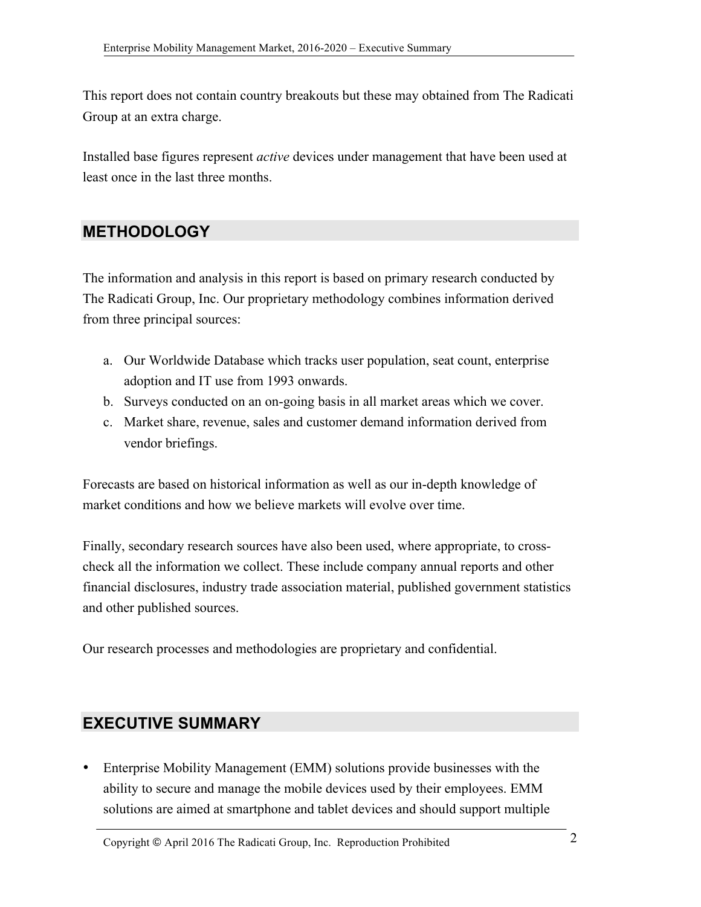This report does not contain country breakouts but these may obtained from The Radicati Group at an extra charge.

Installed base figures represent *active* devices under management that have been used at least once in the last three months.

## METHODOLOGY

The information and analysis in this report is based on primary research conducted by The Radicati Group, Inc. Our proprietary methodology combines information derived from three principal sources:

a. Our Worldwide Database which tracks user population, seat count, enterprise adoption and IT use from 1993 onwards.
b. Surveys conducted on an on-going basis in all market areas which we cover.
c. Market share, revenue, sales and customer demand information derived from vendor briefings.

Forecasts are based on historical information as well as our in-depth knowledge of market conditions and how we believe markets will evolve over time.

Finally, secondary research sources have also been used, where appropriate, to cross-check all the information we collect. These include company annual reports and other financial disclosures, industry trade association material, published government statistics and other published sources.

Our research processes and methodologies are proprietary and confidential.

## EXECUTIVE SUMMARY

- Enterprise Mobility Management (EMM) solutions provide businesses with the ability to secure and manage the mobile devices used by their employees. EMM solutions are aimed at smartphone and tablet devices and should support multiple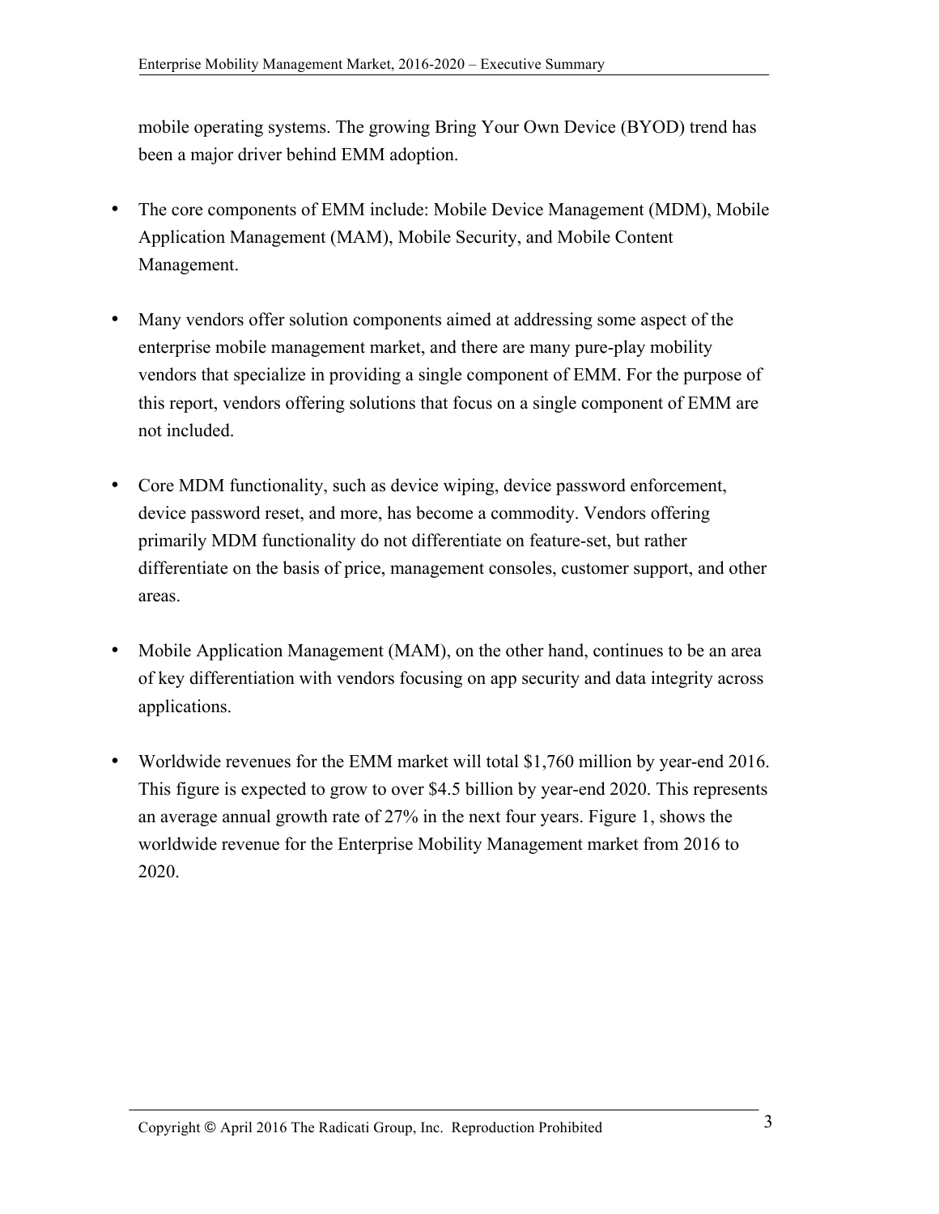mobile operating systems. The growing Bring Your Own Device (BYOD) trend has been a major driver behind EMM adoption.

- The core components of EMM include: Mobile Device Management (MDM), Mobile Application Management (MAM), Mobile Security, and Mobile Content Management.

- Many vendors offer solution components aimed at addressing some aspect of the enterprise mobile management market, and there are many pure-play mobility vendors that specialize in providing a single component of EMM. For the purpose of this report, vendors offering solutions that focus on a single component of EMM are not included.

- Core MDM functionality, such as device wiping, device password enforcement, device password reset, and more, has become a commodity. Vendors offering primarily MDM functionality do not differentiate on feature-set, but rather differentiate on the basis of price, management consoles, customer support, and other areas.

- Mobile Application Management (MAM), on the other hand, continues to be an area of key differentiation with vendors focusing on app security and data integrity across applications.

- Worldwide revenues for the EMM market will total $1,760 million by year-end 2016. This figure is expected to grow to over $4.5 billion by year-end 2020. This represents an average annual growth rate of 27% in the next four years. Figure 1, shows the worldwide revenue for the Enterprise Mobility Management market from 2016 to 2020.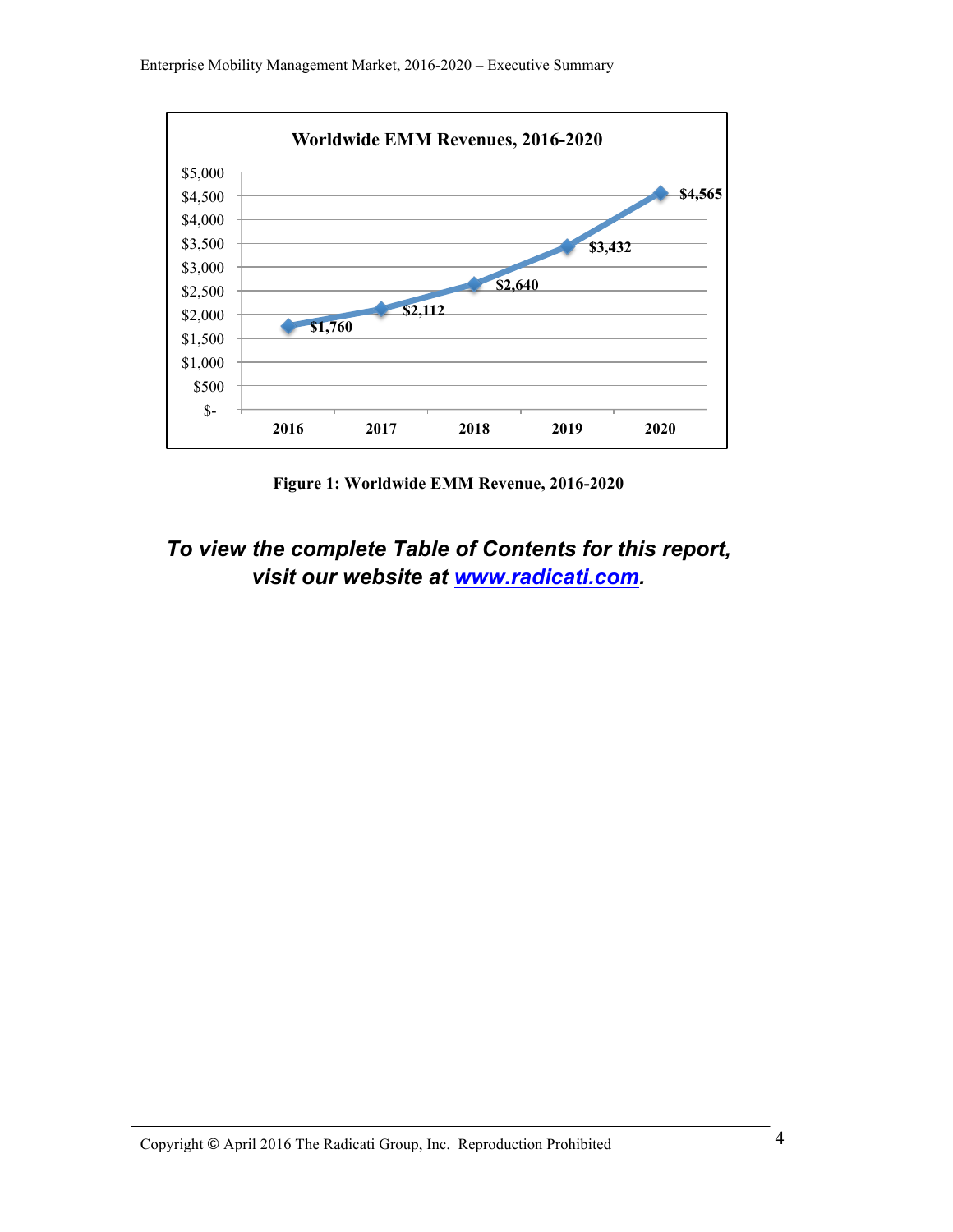Worldwide EMM Revenues, 2016-2020

$5,000
$4,500
$4,000
$3,500
$3,000
$2,500
$2,000
$1,500
$1,000
$500
$-

$1,760
$2,112
$2,640
$3,432
$4,565

2016
2017
2018
2019
2020

**Figure 1: Worldwide EMM Revenue, 2016-2020**

***To view the complete Table of Contents for this report, visit our website at [www.radicati.com](http://www.radicati.com).***